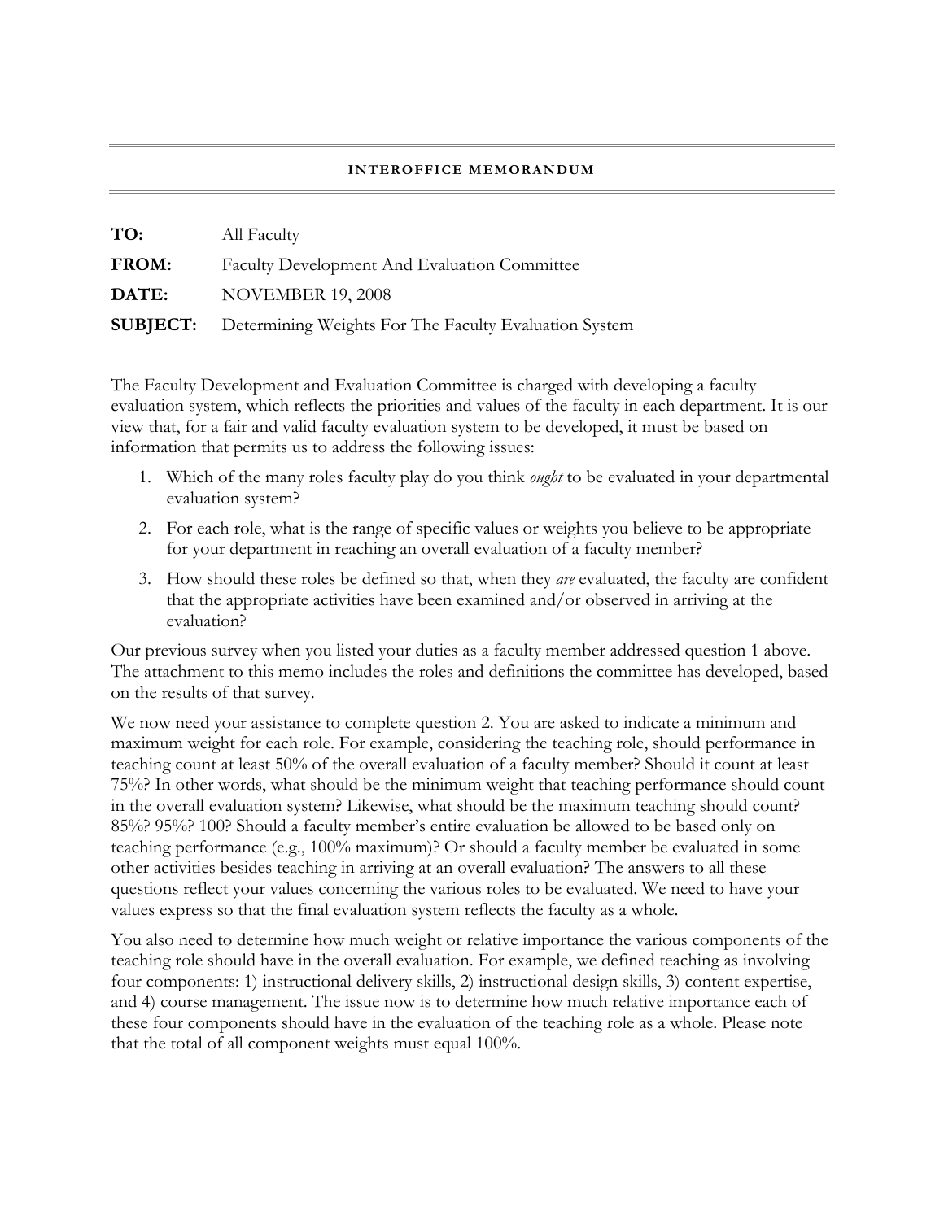**INTEROFFICE MEMORANDUM**

**TO:** All Faculty

**FROM:** Faculty Development And Evaluation Committee

**DATE:** NOVEMBER 19, 2008

**SUBJECT:** Determining Weights For The Faculty Evaluation System

The Faculty Development and Evaluation Committee is charged with developing a faculty evaluation system, which reflects the priorities and values of the faculty in each department. It is our view that, for a fair and valid faculty evaluation system to be developed, it must be based on information that permits us to address the following issues:

1. Which of the many roles faculty play do you think *ought* to be evaluated in your departmental evaluation system?
2. For each role, what is the range of specific values or weights you believe to be appropriate for your department in reaching an overall evaluation of a faculty member?
3. How should these roles be defined so that, when they *are* evaluated, the faculty are confident that the appropriate activities have been examined and/or observed in arriving at the evaluation?

Our previous survey when you listed your duties as a faculty member addressed question 1 above. The attachment to this memo includes the roles and definitions the committee has developed, based on the results of that survey.

We now need your assistance to complete question 2. You are asked to indicate a minimum and maximum weight for each role. For example, considering the teaching role, should performance in teaching count at least 50% of the overall evaluation of a faculty member? Should it count at least 75%? In other words, what should be the minimum weight that teaching performance should count in the overall evaluation system? Likewise, what should be the maximum teaching should count? 85%? 95%? 100? Should a faculty member's entire evaluation be allowed to be based only on teaching performance (e.g., 100% maximum)? Or should a faculty member be evaluated in some other activities besides teaching in arriving at an overall evaluation? The answers to all these questions reflect your values concerning the various roles to be evaluated. We need to have your values express so that the final evaluation system reflects the faculty as a whole.

You also need to determine how much weight or relative importance the various components of the teaching role should have in the overall evaluation. For example, we defined teaching as involving four components: 1) instructional delivery skills, 2) instructional design skills, 3) content expertise, and 4) course management. The issue now is to determine how much relative importance each of these four components should have in the evaluation of the teaching role as a whole. Please note that the total of all component weights must equal 100%.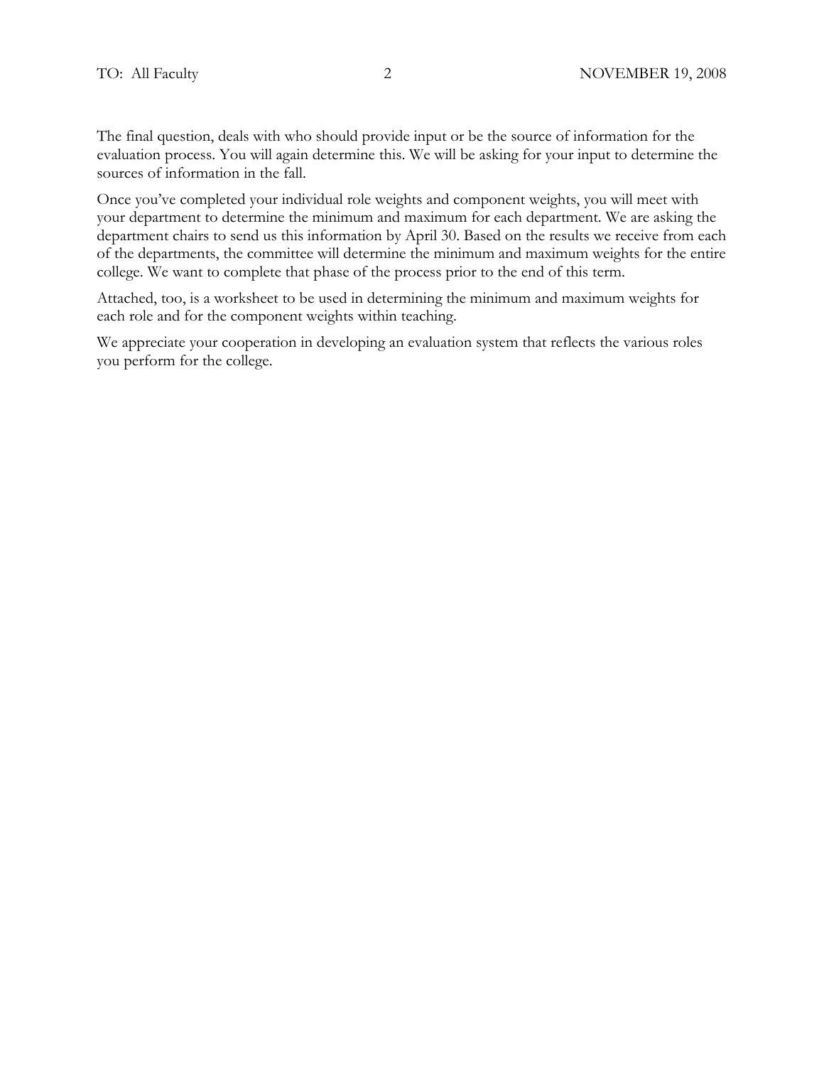The final question, deals with who should provide input or be the source of information for the evaluation process. You will again determine this. We will be asking for your input to determine the sources of information in the fall.

Once you've completed your individual role weights and component weights, you will meet with your department to determine the minimum and maximum for each department. We are asking the department chairs to send us this information by April 30. Based on the results we receive from each of the departments, the committee will determine the minimum and maximum weights for the entire college. We want to complete that phase of the process prior to the end of this term.

Attached, too, is a worksheet to be used in determining the minimum and maximum weights for each role and for the component weights within teaching.

We appreciate your cooperation in developing an evaluation system that reflects the various roles you perform for the college.